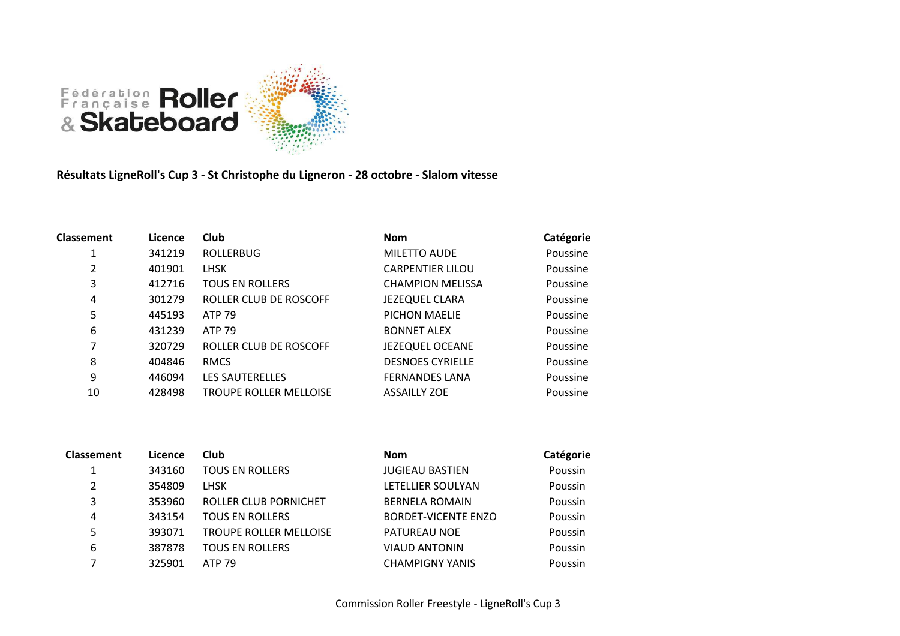Fédération Française Roller & Skateboard

**Résultats LigneRoll's Cup 3 - St Christophe du Ligneron - 28 octobre - Slalom vitesse**

| Classement | Licence | Club | Nom | Catégorie |
|---|---|---|---|---|
| 1 | 341219 | ROLLERBUG | MILETTO AUDE | Poussine |
| 2 | 401901 | LHSK | CARPENTIER LILOU | Poussine |
| 3 | 412716 | TOUS EN ROLLERS | CHAMPION MELISSA | Poussine |
| 4 | 301279 | ROLLER CLUB DE ROSCOFF | JEZEQUEL CLARA | Poussine |
| 5 | 445193 | ATP 79 | PICHON MAELIE | Poussine |
| 6 | 431239 | ATP 79 | BONNET ALEX | Poussine |
| 7 | 320729 | ROLLER CLUB DE ROSCOFF | JEZEQUEL OCEANE | Poussine |
| 8 | 404846 | RMCS | DESNOES CYRIELLE | Poussine |
| 9 | 446094 | LES SAUTERELLES | FERNANDES LANA | Poussine |
| 10 | 428498 | TROUPE ROLLER MELLOISE | ASSAILLY ZOE | Poussine |

| Classement | Licence | Club | Nom | Catégorie |
|---|---|---|---|---|
| 1 | 343160 | TOUS EN ROLLERS | JUGIEAU BASTIEN | Poussin |
| 2 | 354809 | LHSK | LETELLIER SOULYAN | Poussin |
| 3 | 353960 | ROLLER CLUB PORNICHET | BERNELA ROMAIN | Poussin |
| 4 | 343154 | TOUS EN ROLLERS | BORDET-VICENTE ENZO | Poussin |
| 5 | 393071 | TROUPE ROLLER MELLOISE | PATUREAU NOE | Poussin |
| 6 | 387878 | TOUS EN ROLLERS | VIAUD ANTONIN | Poussin |
| 7 | 325901 | ATP 79 | CHAMPIGNY YANIS | Poussin |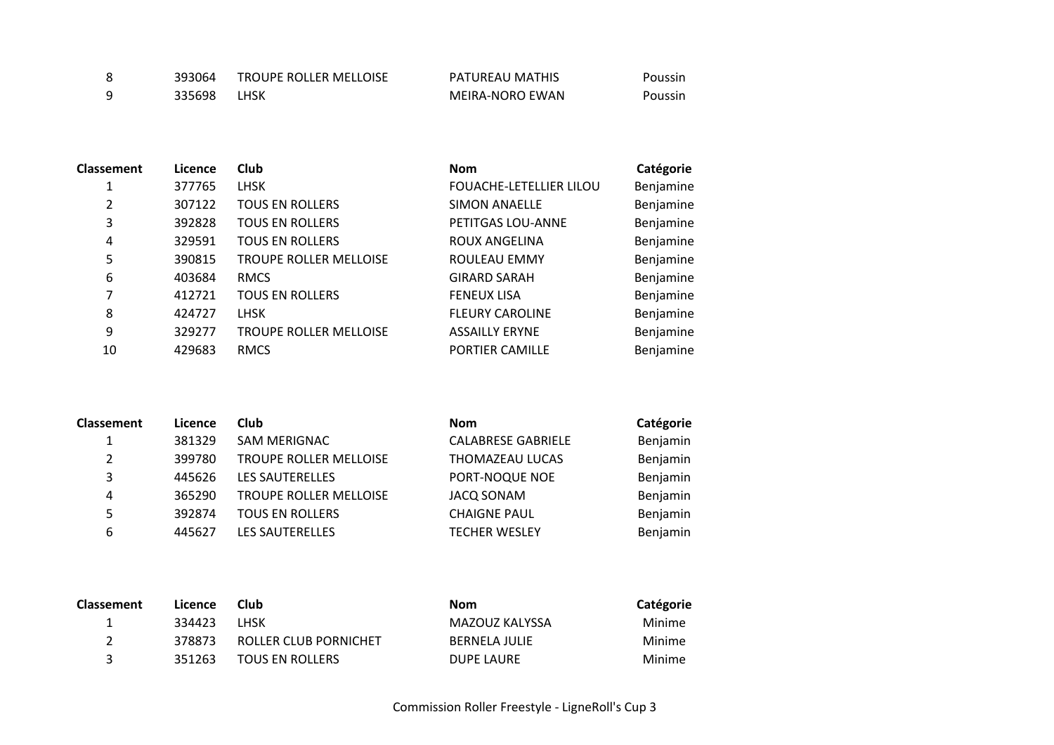| Classement | Licence | Club | Nom | Catégorie |
| --- | --- | --- | --- | --- |
| 8 | 393064 | TROUPE ROLLER MELLOISE | PATUREAU MATHIS | Poussin |
| 9 | 335698 | LHSK | MEIRA-NORO EWAN | Poussin |

| Classement | Licence | Club | Nom | Catégorie |
| --- | --- | --- | --- | --- |
| 1 | 377765 | LHSK | FOUACHE-LETELLIER LILOU | Benjamine |
| 2 | 307122 | TOUS EN ROLLERS | SIMON ANAELLE | Benjamine |
| 3 | 392828 | TOUS EN ROLLERS | PETITGAS LOU-ANNE | Benjamine |
| 4 | 329591 | TOUS EN ROLLERS | ROUX ANGELINA | Benjamine |
| 5 | 390815 | TROUPE ROLLER MELLOISE | ROULEAU EMMY | Benjamine |
| 6 | 403684 | RMCS | GIRARD SARAH | Benjamine |
| 7 | 412721 | TOUS EN ROLLERS | FENEUX LISA | Benjamine |
| 8 | 424727 | LHSK | FLEURY CAROLINE | Benjamine |
| 9 | 329277 | TROUPE ROLLER MELLOISE | ASSAILLY ERYNE | Benjamine |
| 10 | 429683 | RMCS | PORTIER CAMILLE | Benjamine |

| Classement | Licence | Club | Nom | Catégorie |
| --- | --- | --- | --- | --- |
| 1 | 381329 | SAM MERIGNAC | CALABRESE GABRIELE | Benjamin |
| 2 | 399780 | TROUPE ROLLER MELLOISE | THOMAZEAU LUCAS | Benjamin |
| 3 | 445626 | LES SAUTERELLES | PORT-NOQUE NOE | Benjamin |
| 4 | 365290 | TROUPE ROLLER MELLOISE | JACQ SONAM | Benjamin |
| 5 | 392874 | TOUS EN ROLLERS | CHAIGNE PAUL | Benjamin |
| 6 | 445627 | LES SAUTERELLES | TECHER WESLEY | Benjamin |

| Classement | Licence | Club | Nom | Catégorie |
| --- | --- | --- | --- | --- |
| 1 | 334423 | LHSK | MAZOUZ KALYSSA | Minime |
| 2 | 378873 | ROLLER CLUB PORNICHET | BERNELA JULIE | Minime |
| 3 | 351263 | TOUS EN ROLLERS | DUPE LAURE | Minime |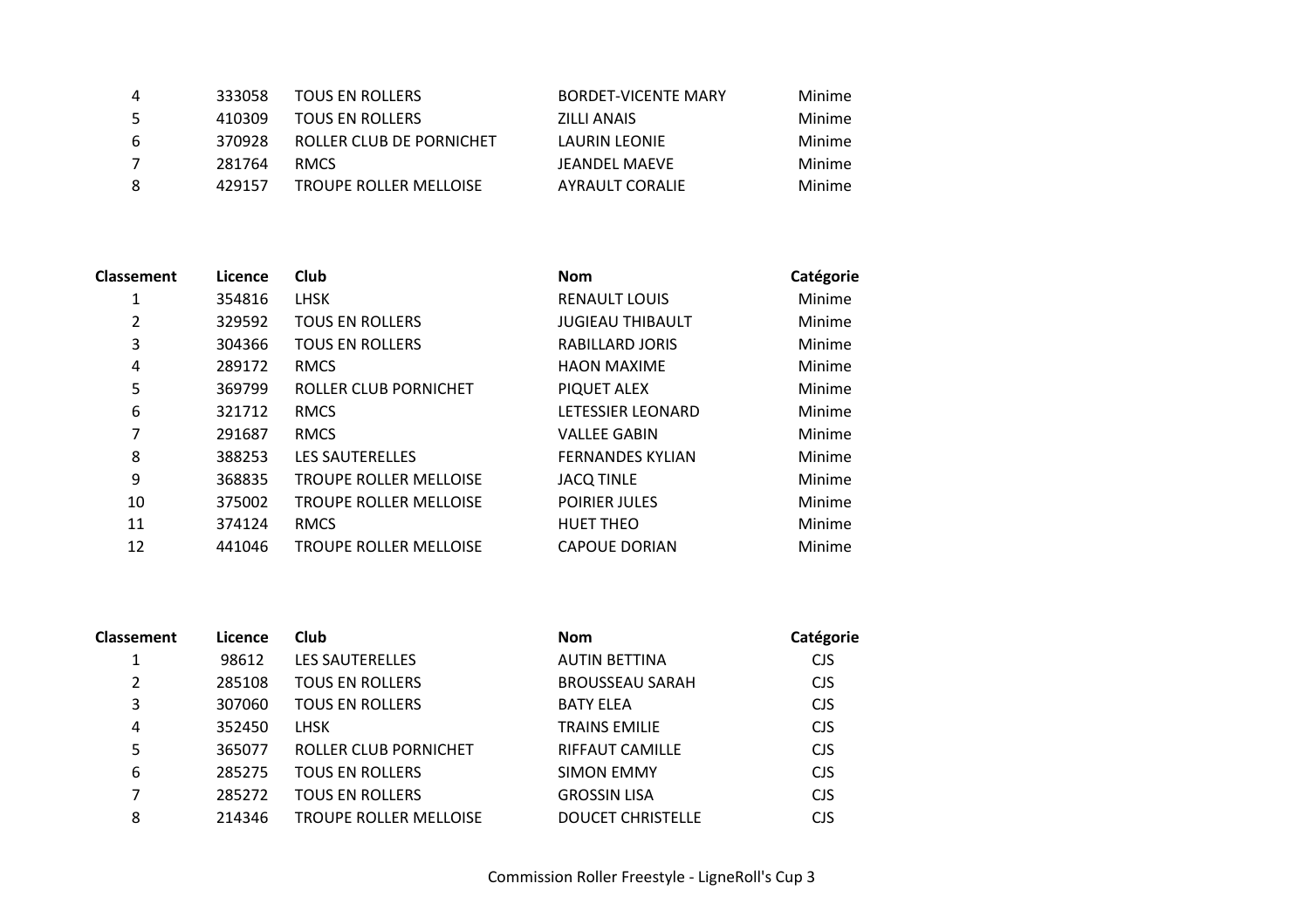| Classement | Licence | Club | Nom | Catégorie |
|---|---|---|---|---|
| 4 | 333058 | TOUS EN ROLLERS | BORDET-VICENTE MARY | Minime |
| 5 | 410309 | TOUS EN ROLLERS | ZILLI ANAIS | Minime |
| 6 | 370928 | ROLLER CLUB DE PORNICHET | LAURIN LEONIE | Minime |
| 7 | 281764 | RMCS | JEANDEL MAEVE | Minime |
| 8 | 429157 | TROUPE ROLLER MELLOISE | AYRAULT CORALIE | Minime |

| Classement | Licence | Club | Nom | Catégorie |
|---|---|---|---|---|
| 1 | 354816 | LHSK | RENAULT LOUIS | Minime |
| 2 | 329592 | TOUS EN ROLLERS | JUGIEAU THIBAULT | Minime |
| 3 | 304366 | TOUS EN ROLLERS | RABILLARD JORIS | Minime |
| 4 | 289172 | RMCS | HAON MAXIME | Minime |
| 5 | 369799 | ROLLER CLUB PORNICHET | PIQUET ALEX | Minime |
| 6 | 321712 | RMCS | LETESSIER LEONARD | Minime |
| 7 | 291687 | RMCS | VALLEE GABIN | Minime |
| 8 | 388253 | LES SAUTERELLES | FERNANDES KYLIAN | Minime |
| 9 | 368835 | TROUPE ROLLER MELLOISE | JACQ TINLE | Minime |
| 10 | 375002 | TROUPE ROLLER MELLOISE | POIRIER JULES | Minime |
| 11 | 374124 | RMCS | HUET THEO | Minime |
| 12 | 441046 | TROUPE ROLLER MELLOISE | CAPOUE DORIAN | Minime |

| Classement | Licence | Club | Nom | Catégorie |
|---|---|---|---|---|
| 1 | 98612 | LES SAUTERELLES | AUTIN BETTINA | CJS |
| 2 | 285108 | TOUS EN ROLLERS | BROUSSEAU SARAH | CJS |
| 3 | 307060 | TOUS EN ROLLERS | BATY ELEA | CJS |
| 4 | 352450 | LHSK | TRAINS EMILIE | CJS |
| 5 | 365077 | ROLLER CLUB PORNICHET | RIFFAUT CAMILLE | CJS |
| 6 | 285275 | TOUS EN ROLLERS | SIMON EMMY | CJS |
| 7 | 285272 | TOUS EN ROLLERS | GROSSIN LISA | CJS |
| 8 | 214346 | TROUPE ROLLER MELLOISE | DOUCET CHRISTELLE | CJS |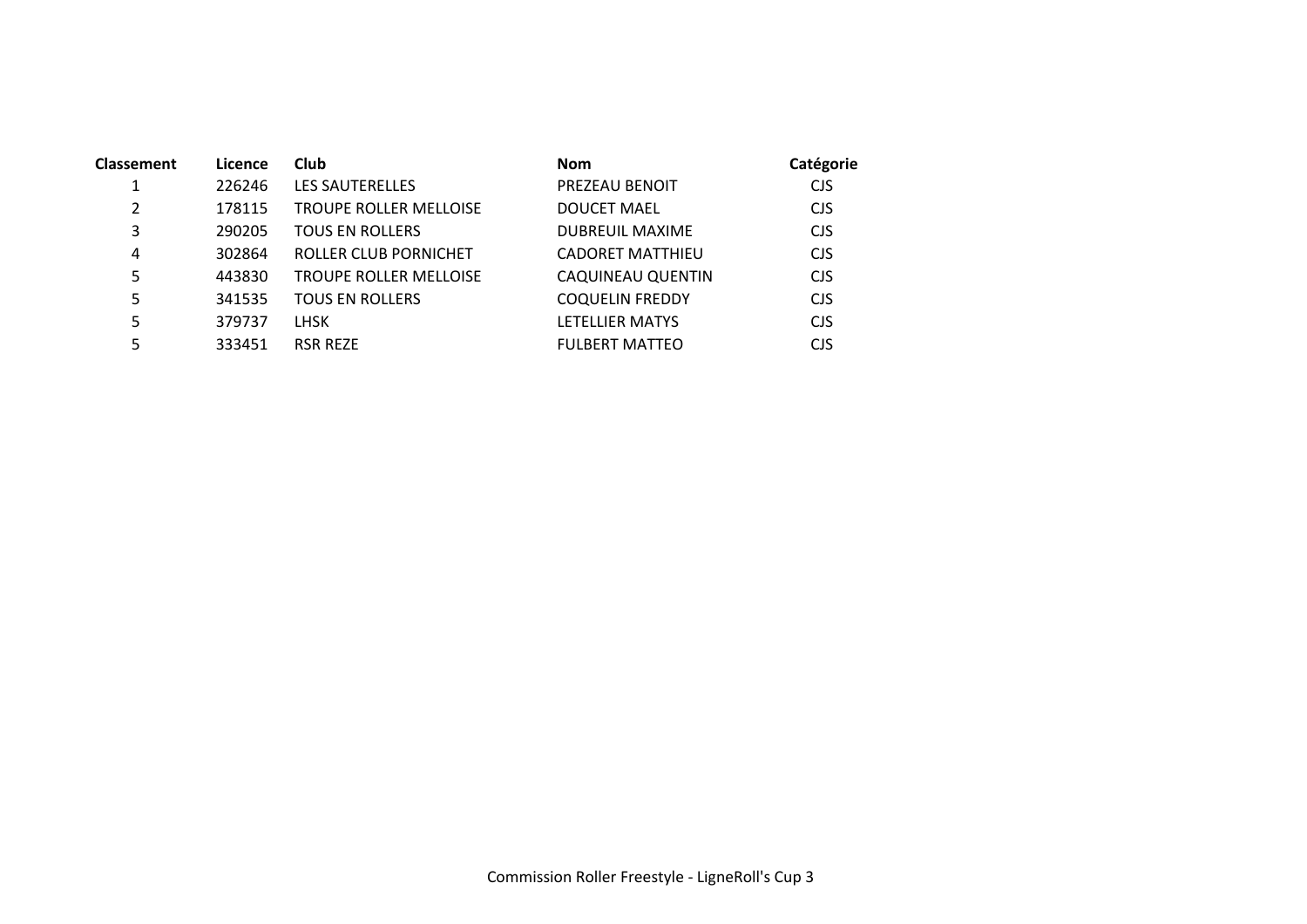| Classement | Licence | Club | Nom | Catégorie |
|---|---|---|---|---|
| 1 | 226246 | LES SAUTERELLES | PREZEAU BENOIT | CJS |
| 2 | 178115 | TROUPE ROLLER MELLOISE | DOUCET MAEL | CJS |
| 3 | 290205 | TOUS EN ROLLERS | DUBREUIL MAXIME | CJS |
| 4 | 302864 | ROLLER CLUB PORNICHET | CADORET MATTHIEU | CJS |
| 5 | 443830 | TROUPE ROLLER MELLOISE | CAQUINEAU QUENTIN | CJS |
| 5 | 341535 | TOUS EN ROLLERS | COQUELIN FREDDY | CJS |
| 5 | 379737 | LHSK | LETELLIER MATYS | CJS |
| 5 | 333451 | RSR REZE | FULBERT MATTEO | CJS |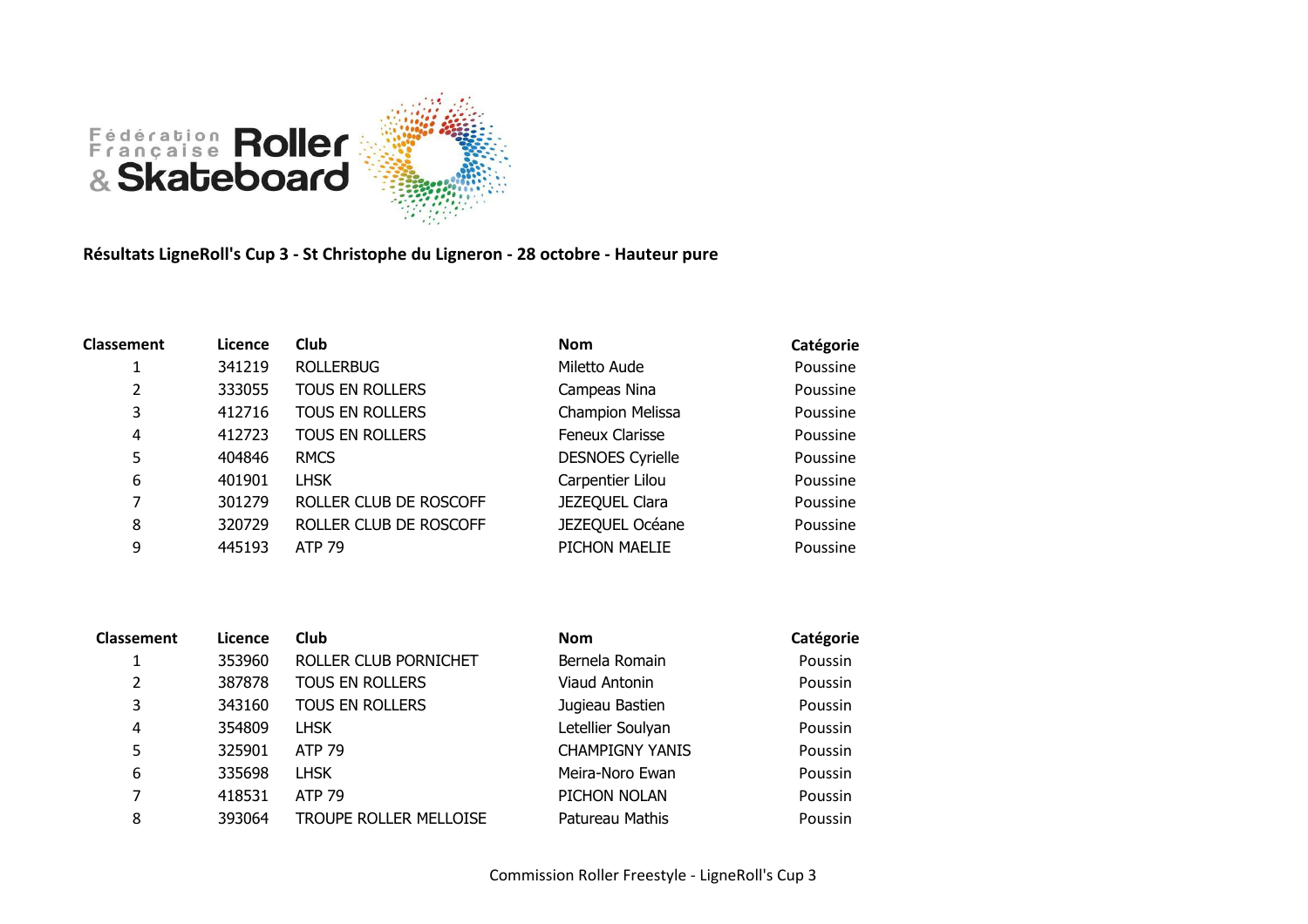Fédération Française Roller & Skateboard

**Résultats LigneRoll's Cup 3 - St Christophe du Ligneron - 28 octobre - Hauteur pure**

| Classement | Licence | Club | Nom | Catégorie |
|---|---|---|---|---|
| 1 | 341219 | ROLLERBUG | Miletto Aude | Poussine |
| 2 | 333055 | TOUS EN ROLLERS | Campeas Nina | Poussine |
| 3 | 412716 | TOUS EN ROLLERS | Champion Melissa | Poussine |
| 4 | 412723 | TOUS EN ROLLERS | Feneux Clarisse | Poussine |
| 5 | 404846 | RMCS | DESNOES Cyrielle | Poussine |
| 6 | 401901 | LHSK | Carpentier Lilou | Poussine |
| 7 | 301279 | ROLLER CLUB DE ROSCOFF | JEZEQUEL Clara | Poussine |
| 8 | 320729 | ROLLER CLUB DE ROSCOFF | JEZEQUEL Océane | Poussine |
| 9 | 445193 | ATP 79 | PICHON MAELIE | Poussine |

| Classement | Licence | Club | Nom | Catégorie |
|---|---|---|---|---|
| 1 | 353960 | ROLLER CLUB PORNICHET | Bernela Romain | Poussin |
| 2 | 387878 | TOUS EN ROLLERS | Viaud Antonin | Poussin |
| 3 | 343160 | TOUS EN ROLLERS | Jugieau Bastien | Poussin |
| 4 | 354809 | LHSK | Letellier Soulyan | Poussin |
| 5 | 325901 | ATP 79 | CHAMPIGNY YANIS | Poussin |
| 6 | 335698 | LHSK | Meira-Noro Ewan | Poussin |
| 7 | 418531 | ATP 79 | PICHON NOLAN | Poussin |
| 8 | 393064 | TROUPE ROLLER MELLOISE | Patureau Mathis | Poussin |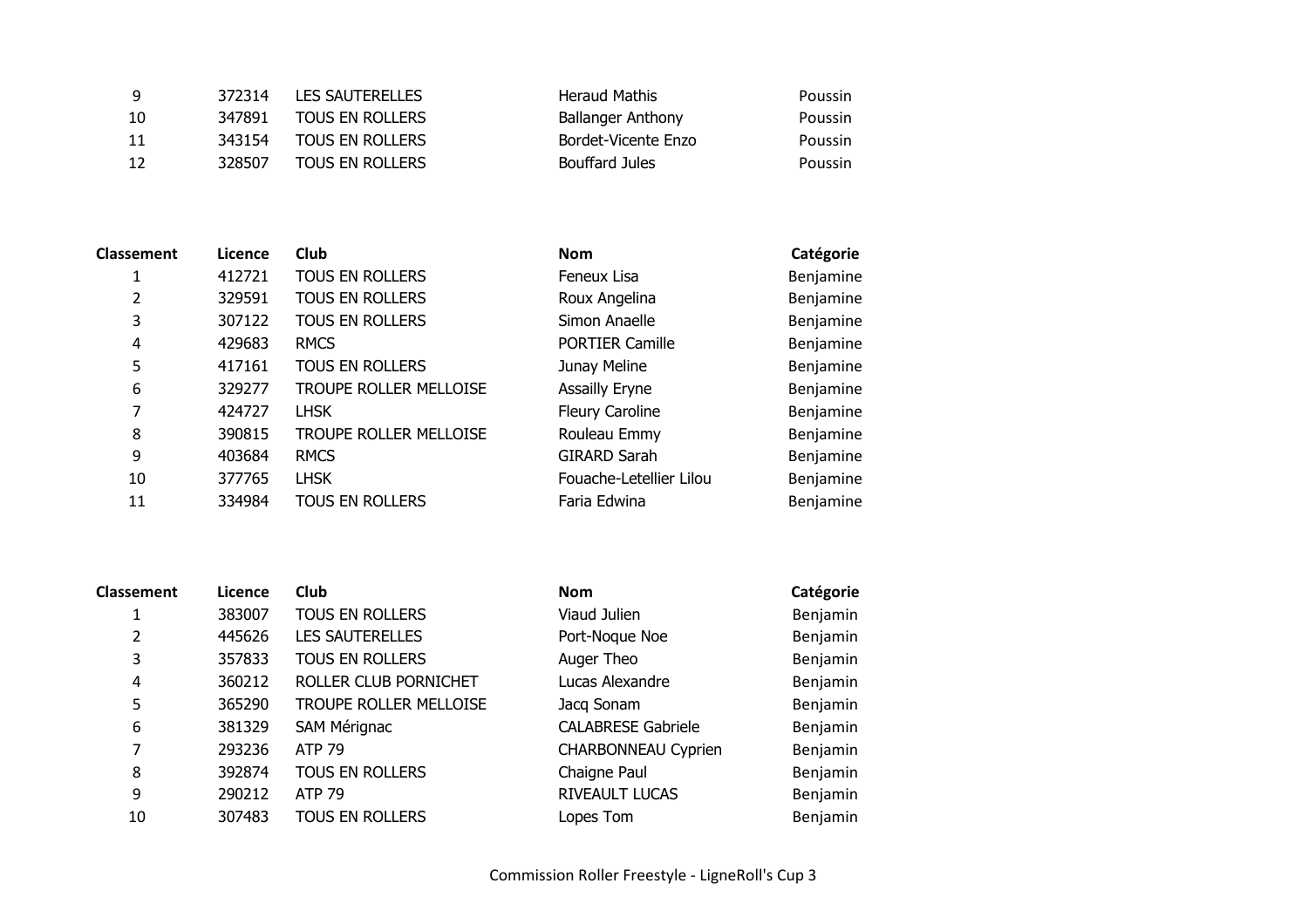| Classement | Licence | Club | Nom | Catégorie |
|---|---|---|---|---|
| 9 | 372314 | LES SAUTERELLES | Heraud Mathis | Poussin |
| 10 | 347891 | TOUS EN ROLLERS | Ballanger Anthony | Poussin |
| 11 | 343154 | TOUS EN ROLLERS | Bordet-Vicente Enzo | Poussin |
| 12 | 328507 | TOUS EN ROLLERS | Bouffard Jules | Poussin |

| Classement | Licence | Club | Nom | Catégorie |
|---|---|---|---|---|
| 1 | 412721 | TOUS EN ROLLERS | Feneux Lisa | Benjamine |
| 2 | 329591 | TOUS EN ROLLERS | Roux Angelina | Benjamine |
| 3 | 307122 | TOUS EN ROLLERS | Simon Anaelle | Benjamine |
| 4 | 429683 | RMCS | PORTIER Camille | Benjamine |
| 5 | 417161 | TOUS EN ROLLERS | Junay Meline | Benjamine |
| 6 | 329277 | TROUPE ROLLER MELLOISE | Assailly Eryne | Benjamine |
| 7 | 424727 | LHSK | Fleury Caroline | Benjamine |
| 8 | 390815 | TROUPE ROLLER MELLOISE | Rouleau Emmy | Benjamine |
| 9 | 403684 | RMCS | GIRARD Sarah | Benjamine |
| 10 | 377765 | LHSK | Fouache-Letellier Lilou | Benjamine |
| 11 | 334984 | TOUS EN ROLLERS | Faria Edwina | Benjamine |

| Classement | Licence | Club | Nom | Catégorie |
|---|---|---|---|---|
| 1 | 383007 | TOUS EN ROLLERS | Viaud Julien | Benjamin |
| 2 | 445626 | LES SAUTERELLES | Port-Noque Noe | Benjamin |
| 3 | 357833 | TOUS EN ROLLERS | Auger Theo | Benjamin |
| 4 | 360212 | ROLLER CLUB PORNICHET | Lucas Alexandre | Benjamin |
| 5 | 365290 | TROUPE ROLLER MELLOISE | Jacq Sonam | Benjamin |
| 6 | 381329 | SAM Mérignac | CALABRESE Gabriele | Benjamin |
| 7 | 293236 | ATP 79 | CHARBONNEAU Cyprien | Benjamin |
| 8 | 392874 | TOUS EN ROLLERS | Chaigne Paul | Benjamin |
| 9 | 290212 | ATP 79 | RIVEAULT LUCAS | Benjamin |
| 10 | 307483 | TOUS EN ROLLERS | Lopes Tom | Benjamin |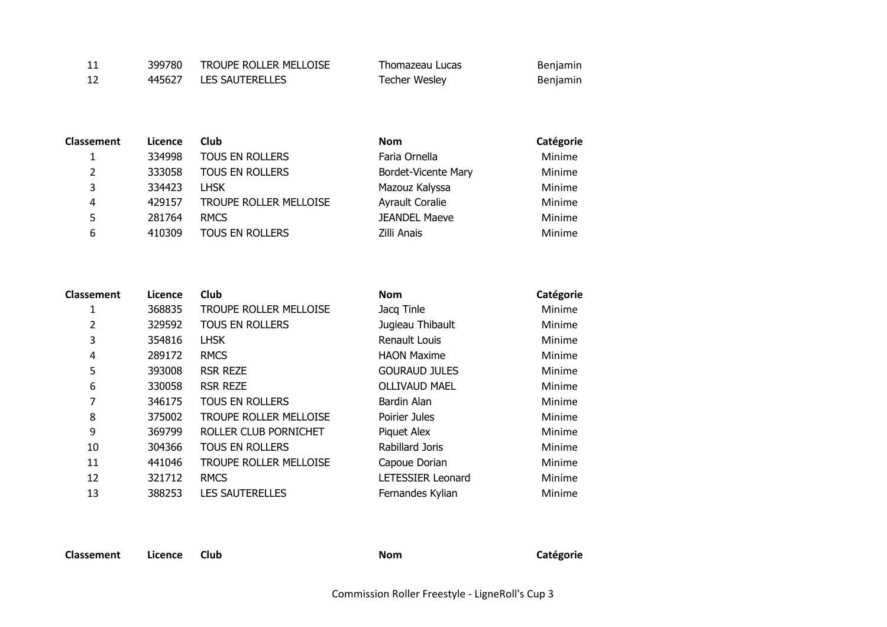| Classement | Licence | Club | Nom | Catégorie |
|---|---|---|---|---|
| 11 | 399780 | TROUPE ROLLER MELLOISE | Thomazeau Lucas | Benjamin |
| 12 | 445627 | LES SAUTERELLES | Techer Wesley | Benjamin |

| Classement | Licence | Club | Nom | Catégorie |
|---|---|---|---|---|
| 1 | 334998 | TOUS EN ROLLERS | Faria Ornella | Minime |
| 2 | 333058 | TOUS EN ROLLERS | Bordet-Vicente Mary | Minime |
| 3 | 334423 | LHSK | Mazouz Kalyssa | Minime |
| 4 | 429157 | TROUPE ROLLER MELLOISE | Ayrault Coralie | Minime |
| 5 | 281764 | RMCS | JEANDEL Maeve | Minime |
| 6 | 410309 | TOUS EN ROLLERS | Zilli Anais | Minime |

| Classement | Licence | Club | Nom | Catégorie |
|---|---|---|---|---|
| 1 | 368835 | TROUPE ROLLER MELLOISE | Jacq Tinle | Minime |
| 2 | 329592 | TOUS EN ROLLERS | Jugieau Thibault | Minime |
| 3 | 354816 | LHSK | Renault Louis | Minime |
| 4 | 289172 | RMCS | HAON Maxime | Minime |
| 5 | 393008 | RSR REZE | GOURAUD JULES | Minime |
| 6 | 330058 | RSR REZE | OLLIVAUD MAEL | Minime |
| 7 | 346175 | TOUS EN ROLLERS | Bardin Alan | Minime |
| 8 | 375002 | TROUPE ROLLER MELLOISE | Poirier Jules | Minime |
| 9 | 369799 | ROLLER CLUB PORNICHET | Piquet Alex | Minime |
| 10 | 304366 | TOUS EN ROLLERS | Rabillard Joris | Minime |
| 11 | 441046 | TROUPE ROLLER MELLOISE | Capoue Dorian | Minime |
| 12 | 321712 | RMCS | LETESSIER Leonard | Minime |
| 13 | 388253 | LES SAUTERELLES | Fernandes Kylian | Minime |

| Classement | Licence | Club | Nom | Catégorie |
|---|---|---|---|---|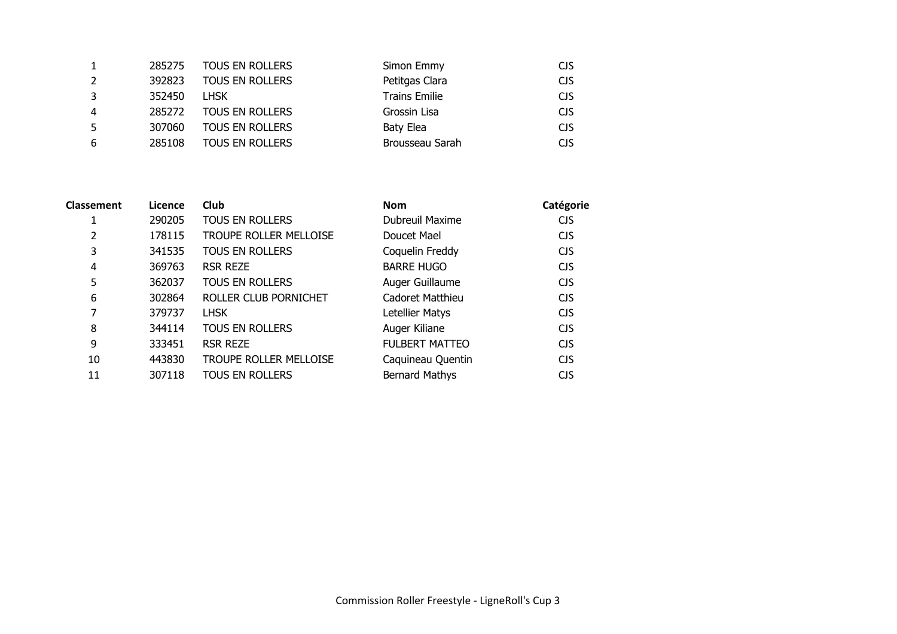| | | | | |
|---|---|---|---|---|
| 1 | 285275 | TOUS EN ROLLERS | Simon Emmy | CJS |
| 2 | 392823 | TOUS EN ROLLERS | Petitgas Clara | CJS |
| 3 | 352450 | LHSK | Trains Emilie | CJS |
| 4 | 285272 | TOUS EN ROLLERS | Grossin Lisa | CJS |
| 5 | 307060 | TOUS EN ROLLERS | Baty Elea | CJS |
| 6 | 285108 | TOUS EN ROLLERS | Brousseau Sarah | CJS |

| Classement | Licence | Club | Nom | Catégorie |
|---|---|---|---|---|
| 1 | 290205 | TOUS EN ROLLERS | Dubreuil Maxime | CJS |
| 2 | 178115 | TROUPE ROLLER MELLOISE | Doucet Mael | CJS |
| 3 | 341535 | TOUS EN ROLLERS | Coquelin Freddy | CJS |
| 4 | 369763 | RSR REZE | BARRE HUGO | CJS |
| 5 | 362037 | TOUS EN ROLLERS | Auger Guillaume | CJS |
| 6 | 302864 | ROLLER CLUB PORNICHET | Cadoret Matthieu | CJS |
| 7 | 379737 | LHSK | Letellier Matys | CJS |
| 8 | 344114 | TOUS EN ROLLERS | Auger Kiliane | CJS |
| 9 | 333451 | RSR REZE | FULBERT MATTEO | CJS |
| 10 | 443830 | TROUPE ROLLER MELLOISE | Caquineau Quentin | CJS |
| 11 | 307118 | TOUS EN ROLLERS | Bernard Mathys | CJS |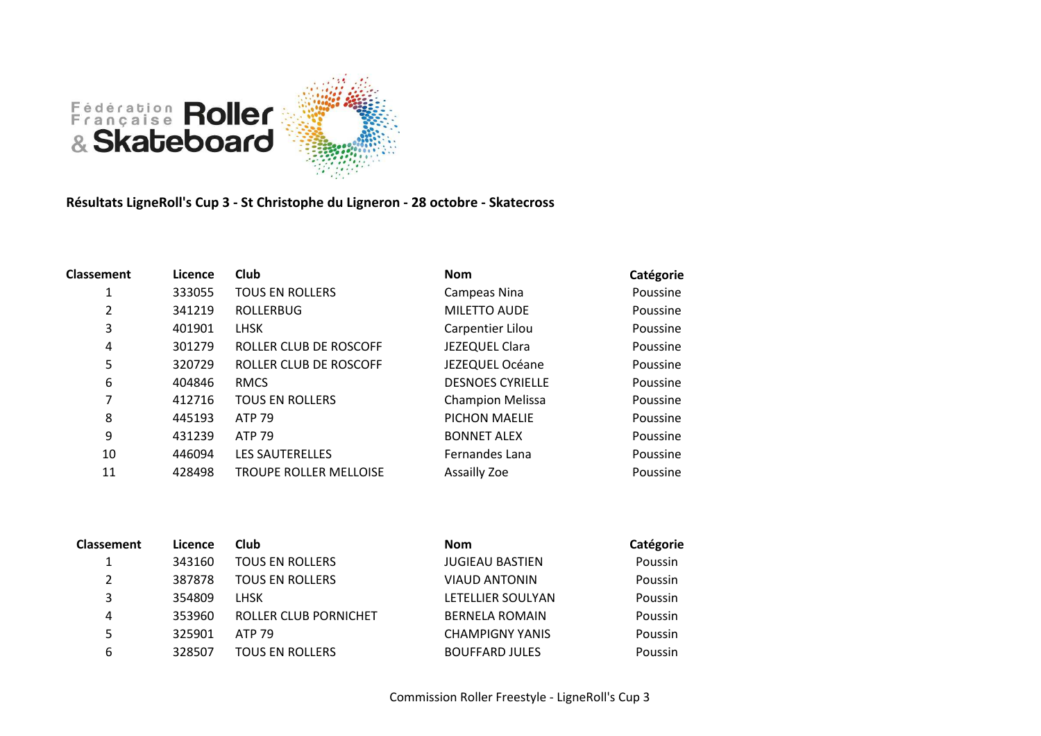**Résultats LigneRoll's Cup 3 - St Christophe du Ligneron - 28 octobre - Skatecross**

| Classement | Licence | Club | Nom | Catégorie |
|---|---|---|---|---|
| 1 | 333055 | TOUS EN ROLLERS | Campeas Nina | Poussine |
| 2 | 341219 | ROLLERBUG | MILETTO AUDE | Poussine |
| 3 | 401901 | LHSK | Carpentier Lilou | Poussine |
| 4 | 301279 | ROLLER CLUB DE ROSCOFF | JEZEQUEL Clara | Poussine |
| 5 | 320729 | ROLLER CLUB DE ROSCOFF | JEZEQUEL Océane | Poussine |
| 6 | 404846 | RMCS | DESNOES CYRIELLE | Poussine |
| 7 | 412716 | TOUS EN ROLLERS | Champion Melissa | Poussine |
| 8 | 445193 | ATP 79 | PICHON MAELIE | Poussine |
| 9 | 431239 | ATP 79 | BONNET ALEX | Poussine |
| 10 | 446094 | LES SAUTERELLES | Fernandes Lana | Poussine |
| 11 | 428498 | TROUPE ROLLER MELLOISE | Assailly Zoe | Poussine |

| Classement | Licence | Club | Nom | Catégorie |
|---|---|---|---|---|
| 1 | 343160 | TOUS EN ROLLERS | JUGIEAU BASTIEN | Poussin |
| 2 | 387878 | TOUS EN ROLLERS | VIAUD ANTONIN | Poussin |
| 3 | 354809 | LHSK | LETELLIER SOULYAN | Poussin |
| 4 | 353960 | ROLLER CLUB PORNICHET | BERNELA ROMAIN | Poussin |
| 5 | 325901 | ATP 79 | CHAMPIGNY YANIS | Poussin |
| 6 | 328507 | TOUS EN ROLLERS | BOUFFARD JULES | Poussin |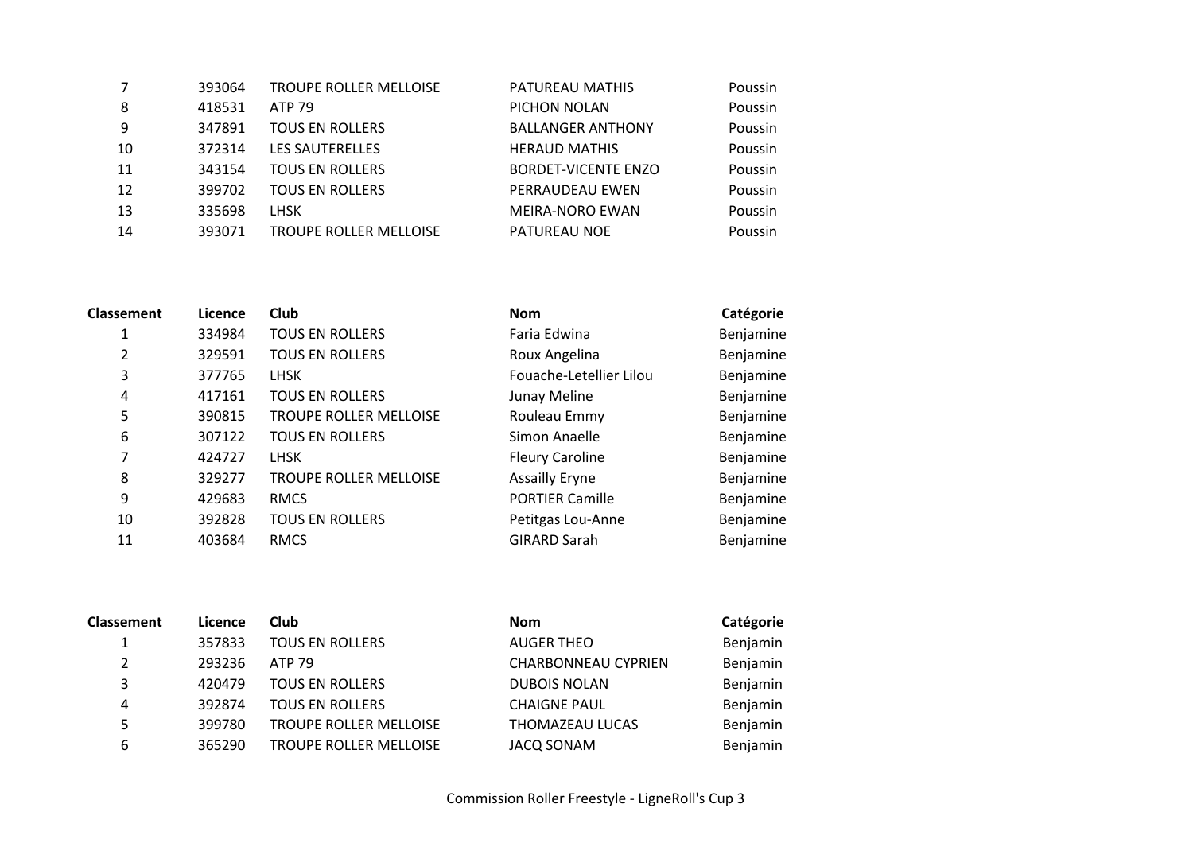| Classement | Licence | Club | Nom | Catégorie |
|---|---|---|---|---|
| 7 | 393064 | TROUPE ROLLER MELLOISE | PATUREAU MATHIS | Poussin |
| 8 | 418531 | ATP 79 | PICHON NOLAN | Poussin |
| 9 | 347891 | TOUS EN ROLLERS | BALLANGER ANTHONY | Poussin |
| 10 | 372314 | LES SAUTERELLES | HERAUD MATHIS | Poussin |
| 11 | 343154 | TOUS EN ROLLERS | BORDET-VICENTE ENZO | Poussin |
| 12 | 399702 | TOUS EN ROLLERS | PERRAUDEAU EWEN | Poussin |
| 13 | 335698 | LHSK | MEIRA-NORO EWAN | Poussin |
| 14 | 393071 | TROUPE ROLLER MELLOISE | PATUREAU NOE | Poussin |

| Classement | Licence | Club | Nom | Catégorie |
|---|---|---|---|---|
| 1 | 334984 | TOUS EN ROLLERS | Faria Edwina | Benjamine |
| 2 | 329591 | TOUS EN ROLLERS | Roux Angelina | Benjamine |
| 3 | 377765 | LHSK | Fouache-Letellier Lilou | Benjamine |
| 4 | 417161 | TOUS EN ROLLERS | Junay Meline | Benjamine |
| 5 | 390815 | TROUPE ROLLER MELLOISE | Rouleau Emmy | Benjamine |
| 6 | 307122 | TOUS EN ROLLERS | Simon Anaelle | Benjamine |
| 7 | 424727 | LHSK | Fleury Caroline | Benjamine |
| 8 | 329277 | TROUPE ROLLER MELLOISE | Assailly Eryne | Benjamine |
| 9 | 429683 | RMCS | PORTIER Camille | Benjamine |
| 10 | 392828 | TOUS EN ROLLERS | Petitgas Lou-Anne | Benjamine |
| 11 | 403684 | RMCS | GIRARD Sarah | Benjamine |

| Classement | Licence | Club | Nom | Catégorie |
|---|---|---|---|---|
| 1 | 357833 | TOUS EN ROLLERS | AUGER THEO | Benjamin |
| 2 | 293236 | ATP 79 | CHARBONNEAU CYPRIEN | Benjamin |
| 3 | 420479 | TOUS EN ROLLERS | DUBOIS NOLAN | Benjamin |
| 4 | 392874 | TOUS EN ROLLERS | CHAIGNE PAUL | Benjamin |
| 5 | 399780 | TROUPE ROLLER MELLOISE | THOMAZEAU LUCAS | Benjamin |
| 6 | 365290 | TROUPE ROLLER MELLOISE | JACQ SONAM | Benjamin |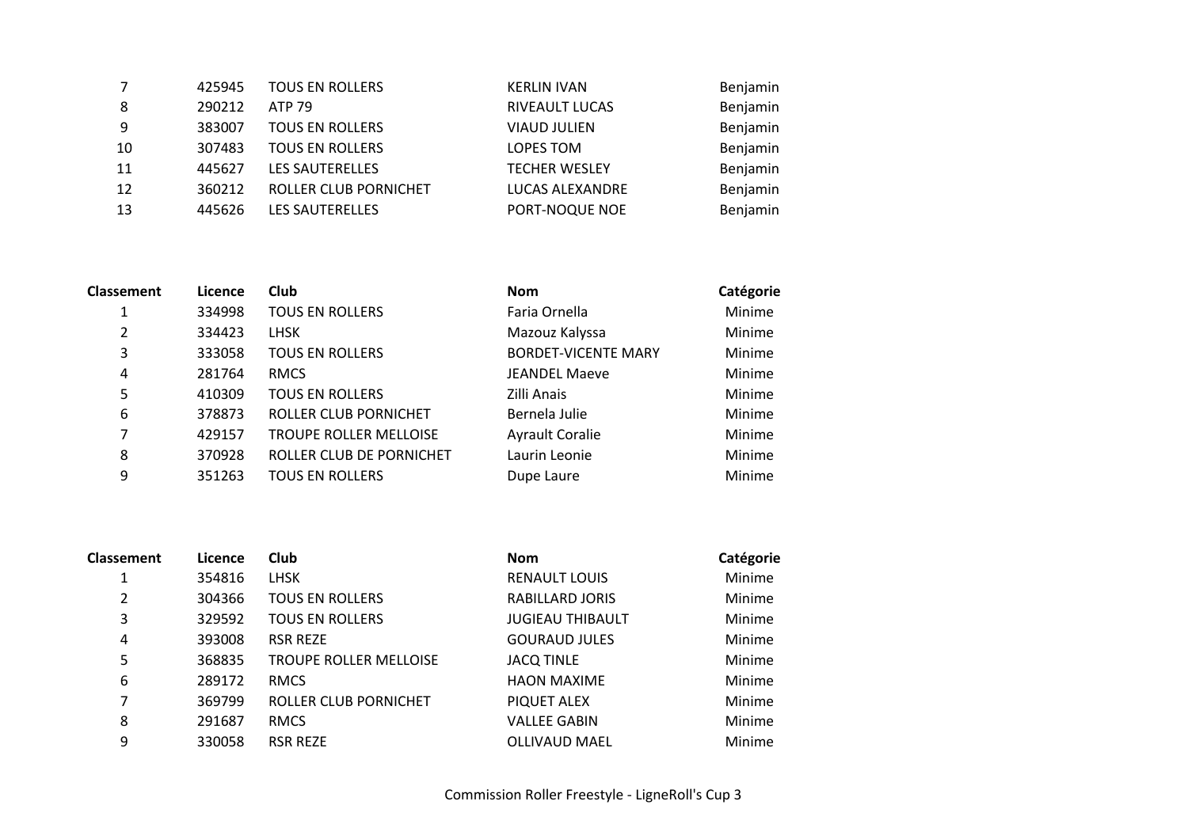| | | | | |
|---|---|---|---|---|
| 7 | 425945 | TOUS EN ROLLERS | KERLIN IVAN | Benjamin |
| 8 | 290212 | ATP 79 | RIVEAULT LUCAS | Benjamin |
| 9 | 383007 | TOUS EN ROLLERS | VIAUD JULIEN | Benjamin |
| 10 | 307483 | TOUS EN ROLLERS | LOPES TOM | Benjamin |
| 11 | 445627 | LES SAUTERELLES | TECHER WESLEY | Benjamin |
| 12 | 360212 | ROLLER CLUB PORNICHET | LUCAS ALEXANDRE | Benjamin |
| 13 | 445626 | LES SAUTERELLES | PORT-NOQUE NOE | Benjamin |

| Classement | Licence | Club | Nom | Catégorie |
|---|---|---|---|---|
| 1 | 334998 | TOUS EN ROLLERS | Faria Ornella | Minime |
| 2 | 334423 | LHSK | Mazouz Kalyssa | Minime |
| 3 | 333058 | TOUS EN ROLLERS | BORDET-VICENTE MARY | Minime |
| 4 | 281764 | RMCS | JEANDEL Maeve | Minime |
| 5 | 410309 | TOUS EN ROLLERS | Zilli Anais | Minime |
| 6 | 378873 | ROLLER CLUB PORNICHET | Bernela Julie | Minime |
| 7 | 429157 | TROUPE ROLLER MELLOISE | Ayrault Coralie | Minime |
| 8 | 370928 | ROLLER CLUB DE PORNICHET | Laurin Leonie | Minime |
| 9 | 351263 | TOUS EN ROLLERS | Dupe Laure | Minime |

| Classement | Licence | Club | Nom | Catégorie |
|---|---|---|---|---|
| 1 | 354816 | LHSK | RENAULT LOUIS | Minime |
| 2 | 304366 | TOUS EN ROLLERS | RABILLARD JORIS | Minime |
| 3 | 329592 | TOUS EN ROLLERS | JUGIEAU THIBAULT | Minime |
| 4 | 393008 | RSR REZE | GOURAUD JULES | Minime |
| 5 | 368835 | TROUPE ROLLER MELLOISE | JACQ TINLE | Minime |
| 6 | 289172 | RMCS | HAON MAXIME | Minime |
| 7 | 369799 | ROLLER CLUB PORNICHET | PIQUET ALEX | Minime |
| 8 | 291687 | RMCS | VALLEE GABIN | Minime |
| 9 | 330058 | RSR REZE | OLLIVAUD MAEL | Minime |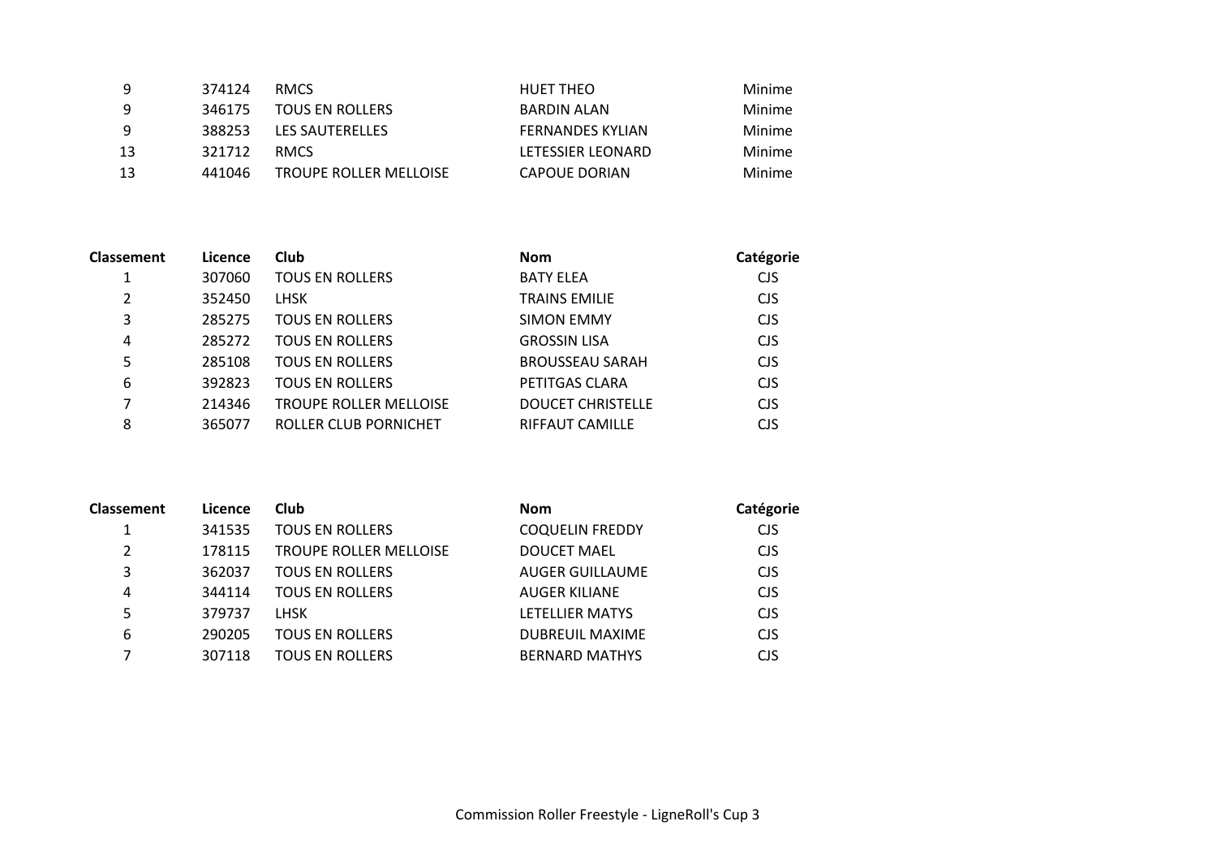| | | | | |
|---|---|---|---|---|
| 9 | 374124 | RMCS | HUET THEO | Minime |
| 9 | 346175 | TOUS EN ROLLERS | BARDIN ALAN | Minime |
| 9 | 388253 | LES SAUTERELLES | FERNANDES KYLIAN | Minime |
| 13 | 321712 | RMCS | LETESSIER LEONARD | Minime |
| 13 | 441046 | TROUPE ROLLER MELLOISE | CAPOUE DORIAN | Minime |

| Classement | Licence | Club | Nom | Catégorie |
|---|---|---|---|---|
| 1 | 307060 | TOUS EN ROLLERS | BATY ELEA | CJS |
| 2 | 352450 | LHSK | TRAINS EMILIE | CJS |
| 3 | 285275 | TOUS EN ROLLERS | SIMON EMMY | CJS |
| 4 | 285272 | TOUS EN ROLLERS | GROSSIN LISA | CJS |
| 5 | 285108 | TOUS EN ROLLERS | BROUSSEAU SARAH | CJS |
| 6 | 392823 | TOUS EN ROLLERS | PETITGAS CLARA | CJS |
| 7 | 214346 | TROUPE ROLLER MELLOISE | DOUCET CHRISTELLE | CJS |
| 8 | 365077 | ROLLER CLUB PORNICHET | RIFFAUT CAMILLE | CJS |

| Classement | Licence | Club | Nom | Catégorie |
|---|---|---|---|---|
| 1 | 341535 | TOUS EN ROLLERS | COQUELIN FREDDY | CJS |
| 2 | 178115 | TROUPE ROLLER MELLOISE | DOUCET MAEL | CJS |
| 3 | 362037 | TOUS EN ROLLERS | AUGER GUILLAUME | CJS |
| 4 | 344114 | TOUS EN ROLLERS | AUGER KILIANE | CJS |
| 5 | 379737 | LHSK | LETELLIER MATYS | CJS |
| 6 | 290205 | TOUS EN ROLLERS | DUBREUIL MAXIME | CJS |
| 7 | 307118 | TOUS EN ROLLERS | BERNARD MATHYS | CJS |